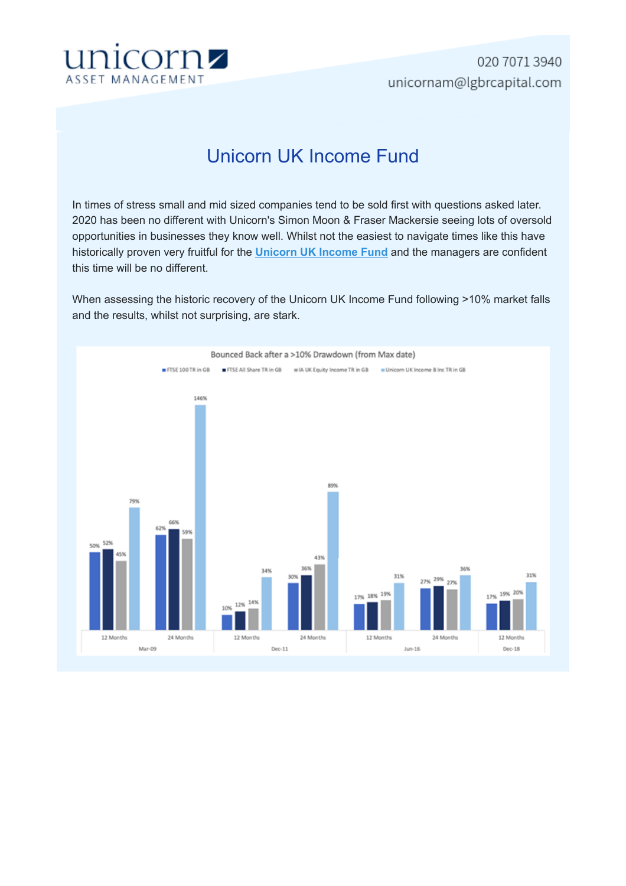unicorn ASSET MANAGEMENT

020 7071 3940
unicornam@lgbrcapital.com

# Unicorn UK Income Fund

In times of stress small and mid sized companies tend to be sold first with questions asked later. 2020 has been no different with Unicorn's Simon Moon & Fraser Mackersie seeing lots of oversold opportunities in businesses they know well. Whilst not the easiest to navigate times like this have historically proven very fruitful for the **Unicorn UK Income Fund** and the managers are confident this time will be no different.

When assessing the historic recovery of the Unicorn UK Income Fund following >10% market falls and the results, whilst not surprising, are stark.

**Bounced Back after a >10% Drawdown (from Max date)**

| Period | | FTSE 100 TR in GB | FTSE All Share TR in GB | IA UK Equity Income TR in GB | Unicorn UK Income B Inc TR in GB |
|---|---|---|---|---|---|
| Mar-09 | 12 Months | 50% | 52% | 45% | 79% |
| | 24 Months | 62% | 66% | 59% | 146% |
| Dec-11 | 12 Months | 10% | 12% | 14% | 34% |
| | 24 Months | 30% | 36% | 43% | 89% |
| Jun-16 | 12 Months | 17% | 18% | 19% | 31% |
| | 24 Months | 27% | 29% | 27% | 36% |
| Dec-18 | 12 Months | 17% | 19% | 20% | 31% |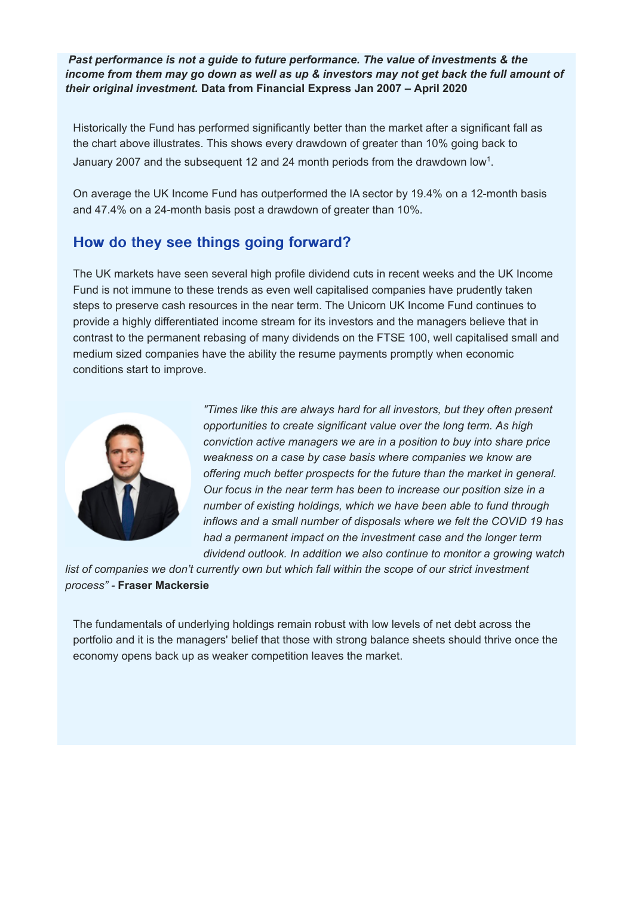***Past performance is not a guide to future performance. The value of investments & the income from them may go down as well as up & investors may not get back the full amount of their original investment.*** **Data from Financial Express Jan 2007 – April 2020**

Historically the Fund has performed significantly better than the market after a significant fall as the chart above illustrates. This shows every drawdown of greater than 10% going back to January 2007 and the subsequent 12 and 24 month periods from the drawdown low[1].

On average the UK Income Fund has outperformed the IA sector by 19.4% on a 12-month basis and 47.4% on a 24-month basis post a drawdown of greater than 10%.

## How do they see things going forward?

The UK markets have seen several high profile dividend cuts in recent weeks and the UK Income Fund is not immune to these trends as even well capitalised companies have prudently taken steps to preserve cash resources in the near term. The Unicorn UK Income Fund continues to provide a highly differentiated income stream for its investors and the managers believe that in contrast to the permanent rebasing of many dividends on the FTSE 100, well capitalised small and medium sized companies have the ability the resume payments promptly when economic conditions start to improve.

*"Times like this are always hard for all investors, but they often present opportunities to create significant value over the long term. As high conviction active managers we are in a position to buy into share price weakness on a case by case basis where companies we know are offering much better prospects for the future than the market in general. Our focus in the near term has been to increase our position size in a number of existing holdings, which we have been able to fund through inflows and a small number of disposals where we felt the COVID 19 has had a permanent impact on the investment case and the longer term dividend outlook. In addition we also continue to monitor a growing watch list of companies we don't currently own but which fall within the scope of our strict investment process"* - **Fraser Mackersie**

The fundamentals of underlying holdings remain robust with low levels of net debt across the portfolio and it is the managers' belief that those with strong balance sheets should thrive once the economy opens back up as weaker competition leaves the market.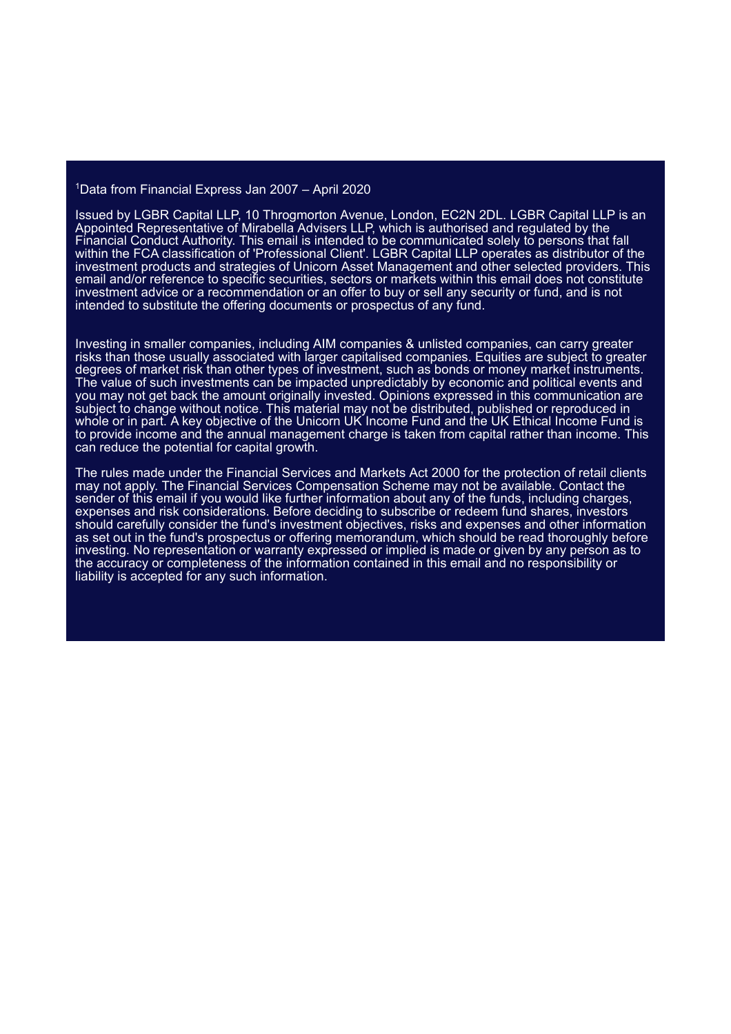[1]Data from Financial Express Jan 2007 – April 2020

Issued by LGBR Capital LLP, 10 Throgmorton Avenue, London, EC2N 2DL. LGBR Capital LLP is an Appointed Representative of Mirabella Advisers LLP, which is authorised and regulated by the Financial Conduct Authority. This email is intended to be communicated solely to persons that fall within the FCA classification of 'Professional Client'. LGBR Capital LLP operates as distributor of the investment products and strategies of Unicorn Asset Management and other selected providers. This email and/or reference to specific securities, sectors or markets within this email does not constitute investment advice or a recommendation or an offer to buy or sell any security or fund, and is not intended to substitute the offering documents or prospectus of any fund.

Investing in smaller companies, including AIM companies & unlisted companies, can carry greater risks than those usually associated with larger capitalised companies. Equities are subject to greater degrees of market risk than other types of investment, such as bonds or money market instruments. The value of such investments can be impacted unpredictably by economic and political events and you may not get back the amount originally invested. Opinions expressed in this communication are subject to change without notice. This material may not be distributed, published or reproduced in whole or in part. A key objective of the Unicorn UK Income Fund and the UK Ethical Income Fund is to provide income and the annual management charge is taken from capital rather than income. This can reduce the potential for capital growth.

The rules made under the Financial Services and Markets Act 2000 for the protection of retail clients may not apply. The Financial Services Compensation Scheme may not be available. Contact the sender of this email if you would like further information about any of the funds, including charges, expenses and risk considerations. Before deciding to subscribe or redeem fund shares, investors should carefully consider the fund's investment objectives, risks and expenses and other information as set out in the fund's prospectus or offering memorandum, which should be read thoroughly before investing. No representation or warranty expressed or implied is made or given by any person as to the accuracy or completeness of the information contained in this email and no responsibility or liability is accepted for any such information.